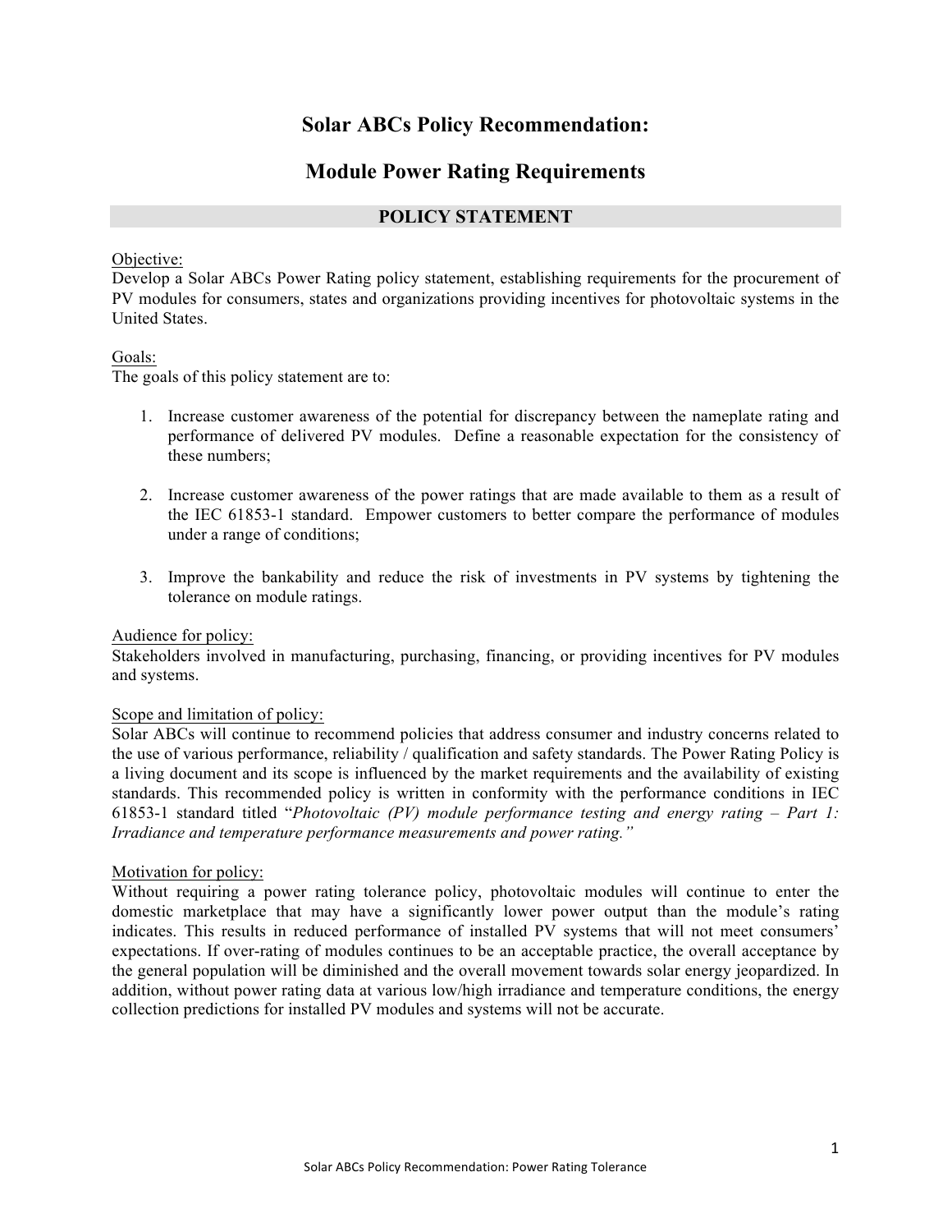# Solar ABCs Policy Recommendation:

# Module Power Rating Requirements

## POLICY STATEMENT

Objective:
Develop a Solar ABCs Power Rating policy statement, establishing requirements for the procurement of PV modules for consumers, states and organizations providing incentives for photovoltaic systems in the United States.

Goals:
The goals of this policy statement are to:

1. Increase customer awareness of the potential for discrepancy between the nameplate rating and performance of delivered PV modules. Define a reasonable expectation for the consistency of these numbers;

2. Increase customer awareness of the power ratings that are made available to them as a result of the IEC 61853-1 standard. Empower customers to better compare the performance of modules under a range of conditions;

3. Improve the bankability and reduce the risk of investments in PV systems by tightening the tolerance on module ratings.

Audience for policy:
Stakeholders involved in manufacturing, purchasing, financing, or providing incentives for PV modules and systems.

Scope and limitation of policy:
Solar ABCs will continue to recommend policies that address consumer and industry concerns related to the use of various performance, reliability / qualification and safety standards. The Power Rating Policy is a living document and its scope is influenced by the market requirements and the availability of existing standards. This recommended policy is written in conformity with the performance conditions in IEC 61853-1 standard titled "*Photovoltaic (PV) module performance testing and energy rating – Part 1: Irradiance and temperature performance measurements and power rating.*"

Motivation for policy:
Without requiring a power rating tolerance policy, photovoltaic modules will continue to enter the domestic marketplace that may have a significantly lower power output than the module's rating indicates. This results in reduced performance of installed PV systems that will not meet consumers' expectations. If over-rating of modules continues to be an acceptable practice, the overall acceptance by the general population will be diminished and the overall movement towards solar energy jeopardized. In addition, without power rating data at various low/high irradiance and temperature conditions, the energy collection predictions for installed PV modules and systems will not be accurate.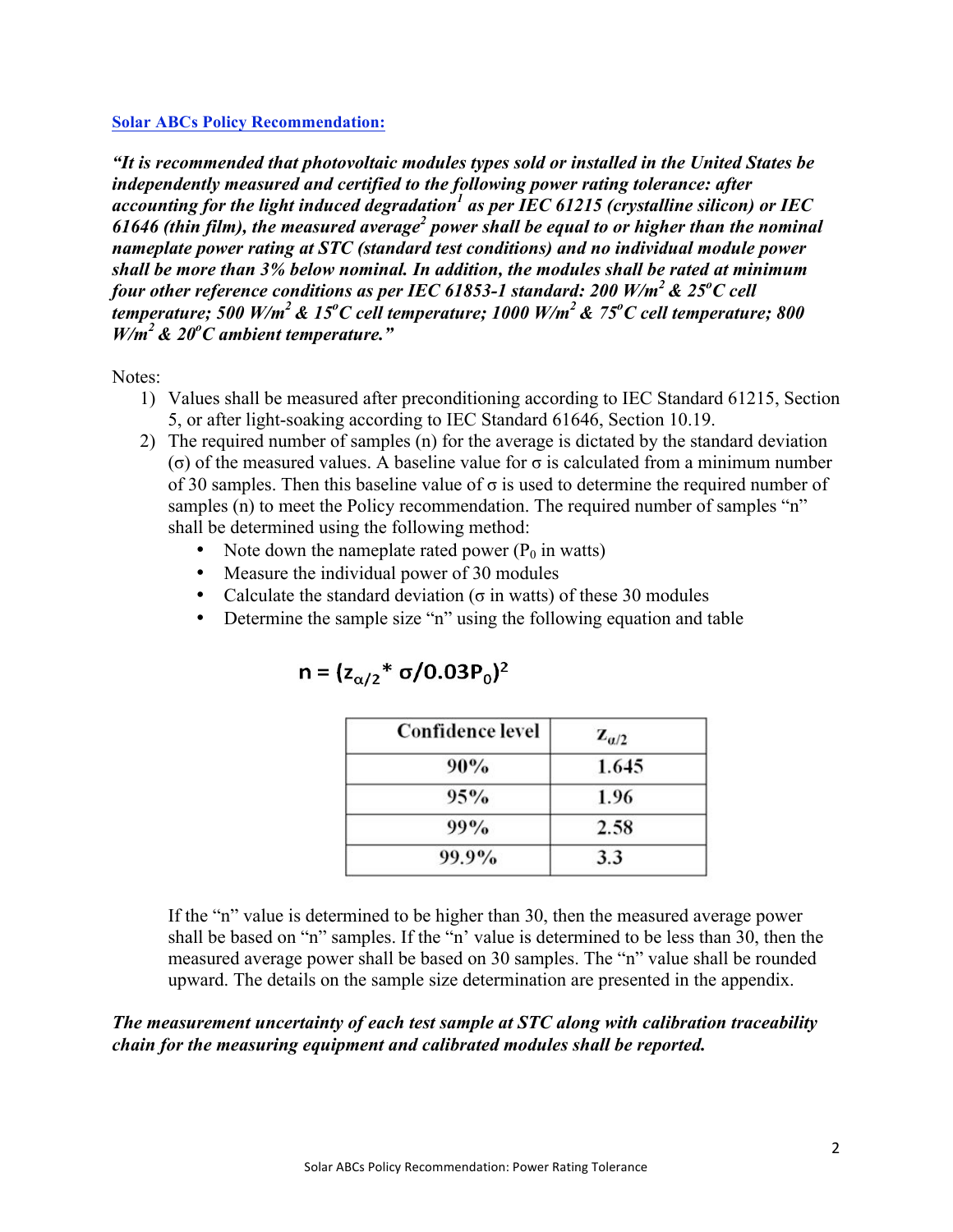**Solar ABCs Policy Recommendation:**

***"It is recommended that photovoltaic modules types sold or installed in the United States be independently measured and certified to the following power rating tolerance: after accounting for the light induced degradation[1] as per IEC 61215 (crystalline silicon) or IEC 61646 (thin film), the measured average[2] power shall be equal to or higher than the nominal nameplate power rating at STC (standard test conditions) and no individual module power shall be more than 3% below nominal. In addition, the modules shall be rated at minimum four other reference conditions as per IEC 61853-1 standard: 200 W/m$^2$ & 25$^o$C cell temperature; 500 W/m$^2$ & 15$^o$C cell temperature; 1000 W/m$^2$ & 75$^o$C cell temperature; 800 W/m$^2$ & 20$^o$C ambient temperature."***

Notes:

1) Values shall be measured after preconditioning according to IEC Standard 61215, Section 5, or after light-soaking according to IEC Standard 61646, Section 10.19.
2) The required number of samples (n) for the average is dictated by the standard deviation ($\sigma$) of the measured values. A baseline value for $\sigma$ is calculated from a minimum number of 30 samples. Then this baseline value of $\sigma$ is used to determine the required number of samples (n) to meet the Policy recommendation. The required number of samples "n" shall be determined using the following method:
   - Note down the nameplate rated power ($P_0$ in watts)
   - Measure the individual power of 30 modules
   - Calculate the standard deviation ($\sigma$ in watts) of these 30 modules
   - Determine the sample size "n" using the following equation and table

$$n = (z_{\alpha/2} * \sigma/0.03P_0)^2$$

| Confidence level | $z_{\alpha/2}$ |
|---|---|
| 90% | 1.645 |
| 95% | 1.96 |
| 99% | 2.58 |
| 99.9% | 3.3 |

If the "n" value is determined to be higher than 30, then the measured average power shall be based on "n" samples. If the "n' value is determined to be less than 30, then the measured average power shall be based on 30 samples. The "n" value shall be rounded upward. The details on the sample size determination are presented in the appendix.

***The measurement uncertainty of each test sample at STC along with calibration traceability chain for the measuring equipment and calibrated modules shall be reported.***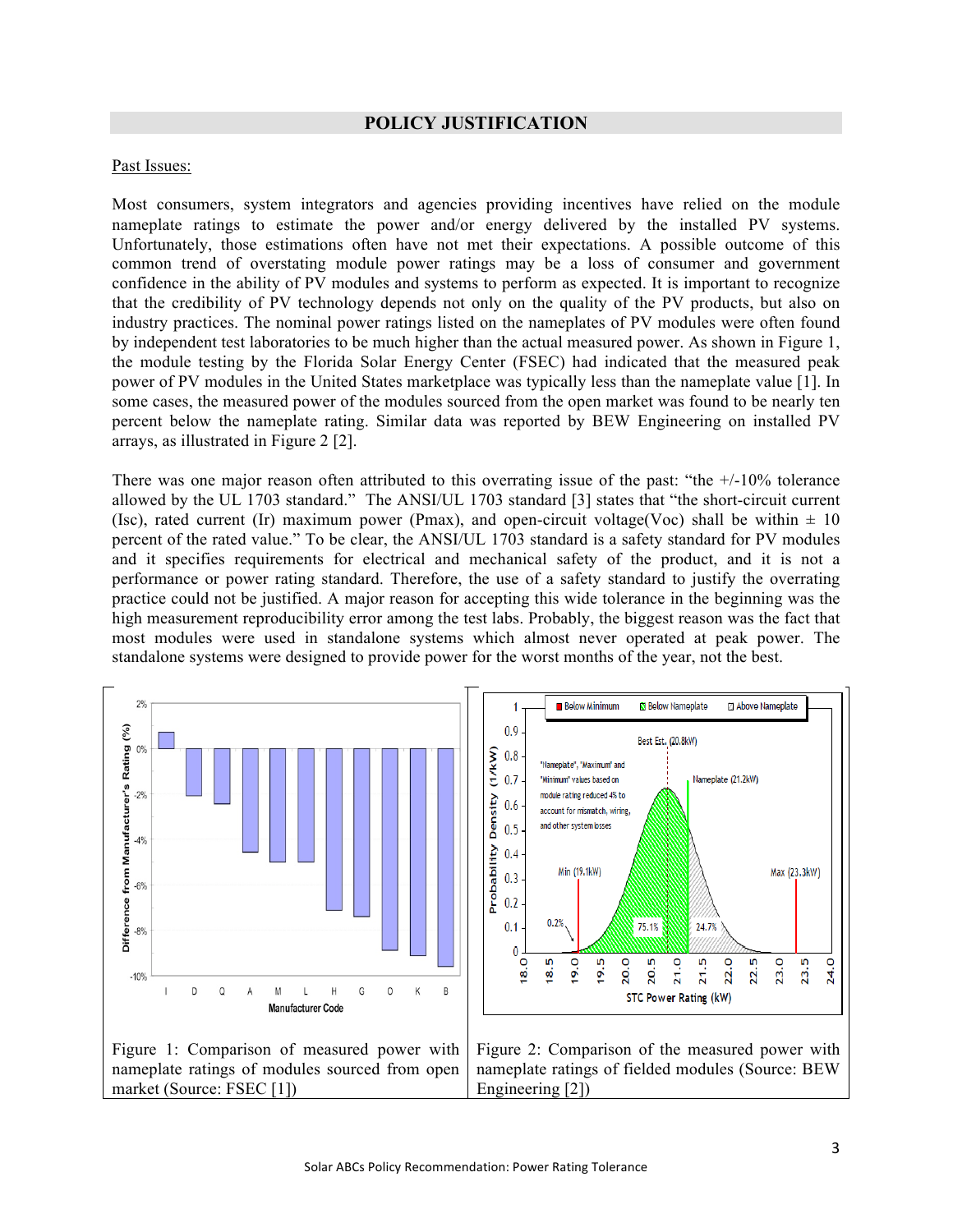## POLICY JUSTIFICATION

Past Issues:

Most consumers, system integrators and agencies providing incentives have relied on the module nameplate ratings to estimate the power and/or energy delivered by the installed PV systems. Unfortunately, those estimations often have not met their expectations. A possible outcome of this common trend of overstating module power ratings may be a loss of consumer and government confidence in the ability of PV modules and systems to perform as expected. It is important to recognize that the credibility of PV technology depends not only on the quality of the PV products, but also on industry practices. The nominal power ratings listed on the nameplates of PV modules were often found by independent test laboratories to be much higher than the actual measured power. As shown in Figure 1, the module testing by the Florida Solar Energy Center (FSEC) had indicated that the measured peak power of PV modules in the United States marketplace was typically less than the nameplate value [1]. In some cases, the measured power of the modules sourced from the open market was found to be nearly ten percent below the nameplate rating. Similar data was reported by BEW Engineering on installed PV arrays, as illustrated in Figure 2 [2].

There was one major reason often attributed to this overrating issue of the past: "the +/-10% tolerance allowed by the UL 1703 standard." The ANSI/UL 1703 standard [3] states that "the short-circuit current (Isc), rated current (Ir) maximum power (Pmax), and open-circuit voltage(Voc) shall be within ± 10 percent of the rated value." To be clear, the ANSI/UL 1703 standard is a safety standard for PV modules and it specifies requirements for electrical and mechanical safety of the product, and it is not a performance or power rating standard. Therefore, the use of a safety standard to justify the overrating practice could not be justified. A major reason for accepting this wide tolerance in the beginning was the high measurement reproducibility error among the test labs. Probably, the biggest reason was the fact that most modules were used in standalone systems which almost never operated at peak power. The standalone systems were designed to provide power for the worst months of the year, not the best.

Difference from Manufacturer's Rating (%)
2%
0%
-2%
-4%
-6%
-8%
-10%
I D Q A M L H G O K B
Manufacturer Code

Figure 1: Comparison of measured power with nameplate ratings of modules sourced from open market (Source: FSEC [1])

Below Minimum | Below Nameplate | Above Nameplate
Best Est. (20.8kW)
"Nameplate", "Maximum" and "Minimum" values based on module rating reduced 4% to account for mismatch, wiring, and other system losses
Nameplate (21.2kW)
Min (19.1kW)
Max (23.3kW)
0.2%
75.1%
24.7%
Probability Density (1/kW)
1
0.9
0.8
0.7
0.6
0.5
0.4
0.3
0.2
0.1
0
18.0 18.5 19.0 19.5 20.0 20.5 21.0 21.5 22.0 22.5 23.0 23.5 24.0
STC Power Rating (kW)

Figure 2: Comparison of the measured power with nameplate ratings of fielded modules (Source: BEW Engineering [2])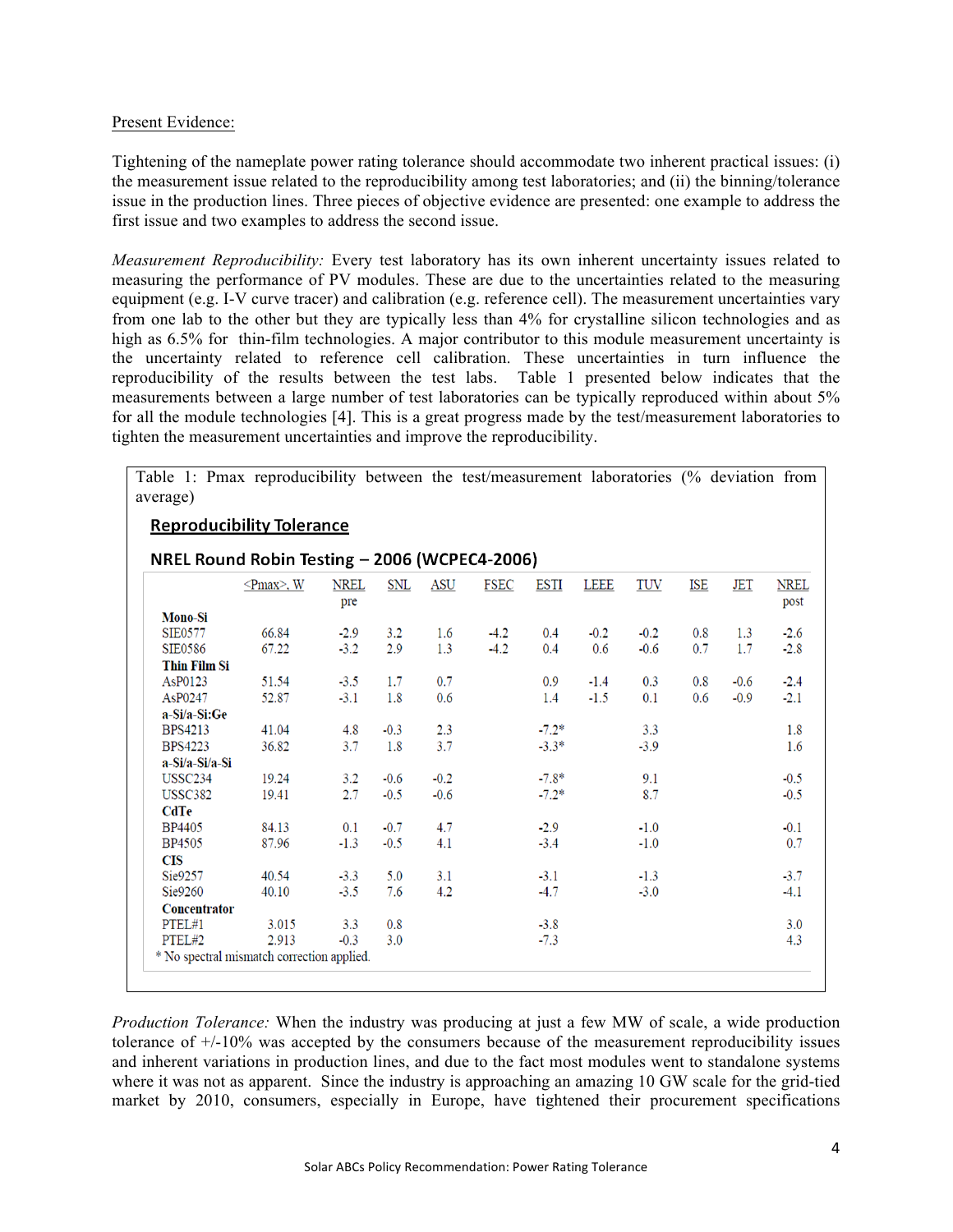Present Evidence:

Tightening of the nameplate power rating tolerance should accommodate two inherent practical issues: (i) the measurement issue related to the reproducibility among test laboratories; and (ii) the binning/tolerance issue in the production lines. Three pieces of objective evidence are presented: one example to address the first issue and two examples to address the second issue.

*Measurement Reproducibility:* Every test laboratory has its own inherent uncertainty issues related to measuring the performance of PV modules. These are due to the uncertainties related to the measuring equipment (e.g. I-V curve tracer) and calibration (e.g. reference cell). The measurement uncertainties vary from one lab to the other but they are typically less than 4% for crystalline silicon technologies and as high as 6.5% for thin-film technologies. A major contributor to this module measurement uncertainty is the uncertainty related to reference cell calibration. These uncertainties in turn influence the reproducibility of the results between the test labs. Table 1 presented below indicates that the measurements between a large number of test laboratories can be typically reproduced within about 5% for all the module technologies [4]. This is a great progress made by the test/measurement laboratories to tighten the measurement uncertainties and improve the reproducibility.

Table 1: Pmax reproducibility between the test/measurement laboratories (% deviation from average)

**Reproducibility Tolerance**

**NREL Round Robin Testing – 2006 (WCPEC4-2006)**

| | <Pmax>, W | NREL pre | SNL | ASU | FSEC | ESTI | LEEE | TUV | ISE | JET | NREL post |
|---|---|---|---|---|---|---|---|---|---|---|---|
| **Mono-Si** | | | | | | | | | | | |
| SIE0577 | 66.84 | -2.9 | 3.2 | 1.6 | -4.2 | 0.4 | -0.2 | -0.2 | 0.8 | 1.3 | -2.6 |
| SIE0586 | 67.22 | -3.2 | 2.9 | 1.3 | -4.2 | 0.4 | 0.6 | -0.6 | 0.7 | 1.7 | -2.8 |
| **Thin Film Si** | | | | | | | | | | | |
| AsP0123 | 51.54 | -3.5 | 1.7 | 0.7 | | 0.9 | -1.4 | 0.3 | 0.8 | -0.6 | -2.4 |
| AsP0247 | 52.87 | -3.1 | 1.8 | 0.6 | | 1.4 | -1.5 | 0.1 | 0.6 | -0.9 | -2.1 |
| **a-Si/a-Si:Ge** | | | | | | | | | | | |
| BPS4213 | 41.04 | 4.8 | -0.3 | 2.3 | | -7.2* | | 3.3 | | | 1.8 |
| BPS4223 | 36.82 | 3.7 | 1.8 | 3.7 | | -3.3* | | -3.9 | | | 1.6 |
| **a-Si/a-Si/a-Si** | | | | | | | | | | | |
| USSC234 | 19.24 | 3.2 | -0.6 | -0.2 | | -7.8* | | 9.1 | | | -0.5 |
| USSC382 | 19.41 | 2.7 | -0.5 | -0.6 | | -7.2* | | 8.7 | | | -0.5 |
| **CdTe** | | | | | | | | | | | |
| BP4405 | 84.13 | 0.1 | -0.7 | 4.7 | | -2.9 | | -1.0 | | | -0.1 |
| BP4505 | 87.96 | -1.3 | -0.5 | 4.1 | | -3.4 | | -1.0 | | | 0.7 |
| **CIS** | | | | | | | | | | | |
| Sie9257 | 40.54 | -3.3 | 5.0 | 3.1 | | -3.1 | | -1.3 | | | -3.7 |
| Sie9260 | 40.10 | -3.5 | 7.6 | 4.2 | | -4.7 | | -3.0 | | | -4.1 |
| **Concentrator** | | | | | | | | | | | |
| PTEL#1 | 3.015 | 3.3 | 0.8 | | | -3.8 | | | | | 3.0 |
| PTEL#2 | 2.913 | -0.3 | 3.0 | | | -7.3 | | | | | 4.3 |

\* No spectral mismatch correction applied.

*Production Tolerance:* When the industry was producing at just a few MW of scale, a wide production tolerance of +/-10% was accepted by the consumers because of the measurement reproducibility issues and inherent variations in production lines, and due to the fact most modules went to standalone systems where it was not as apparent. Since the industry is approaching an amazing 10 GW scale for the grid-tied market by 2010, consumers, especially in Europe, have tightened their procurement specifications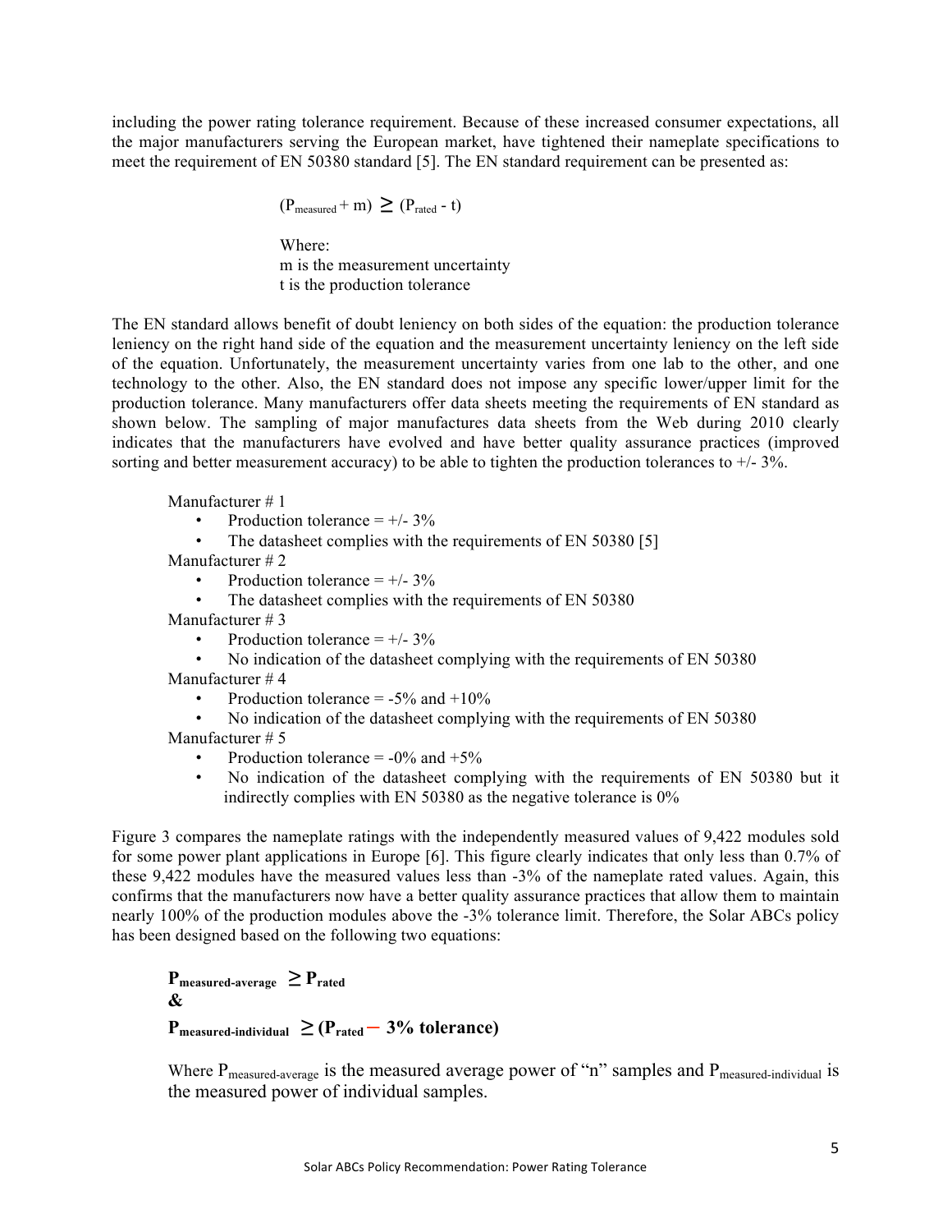including the power rating tolerance requirement. Because of these increased consumer expectations, all the major manufacturers serving the European market, have tightened their nameplate specifications to meet the requirement of EN 50380 standard [5]. The EN standard requirement can be presented as:

$$(P_{measured} + m) \geq (P_{rated} - t)$$

Where:
m is the measurement uncertainty
t is the production tolerance

The EN standard allows benefit of doubt leniency on both sides of the equation: the production tolerance leniency on the right hand side of the equation and the measurement uncertainty leniency on the left side of the equation. Unfortunately, the measurement uncertainty varies from one lab to the other, and one technology to the other. Also, the EN standard does not impose any specific lower/upper limit for the production tolerance. Many manufacturers offer data sheets meeting the requirements of EN standard as shown below. The sampling of major manufactures data sheets from the Web during 2010 clearly indicates that the manufacturers have evolved and have better quality assurance practices (improved sorting and better measurement accuracy) to be able to tighten the production tolerances to +/- 3%.

Manufacturer # 1
- Production tolerance = +/- 3%
- The datasheet complies with the requirements of EN 50380 [5]

Manufacturer # 2
- Production tolerance = +/- 3%
- The datasheet complies with the requirements of EN 50380

Manufacturer # 3
- Production tolerance = +/- 3%
- No indication of the datasheet complying with the requirements of EN 50380

Manufacturer # 4
- Production tolerance = -5% and +10%
- No indication of the datasheet complying with the requirements of EN 50380

Manufacturer # 5
- Production tolerance = -0% and +5%
- No indication of the datasheet complying with the requirements of EN 50380 but it indirectly complies with EN 50380 as the negative tolerance is 0%

Figure 3 compares the nameplate ratings with the independently measured values of 9,422 modules sold for some power plant applications in Europe [6]. This figure clearly indicates that only less than 0.7% of these 9,422 modules have the measured values less than -3% of the nameplate rated values. Again, this confirms that the manufacturers now have a better quality assurance practices that allow them to maintain nearly 100% of the production modules above the -3% tolerance limit. Therefore, the Solar ABCs policy has been designed based on the following two equations:

$$\mathbf{P_{measured\text{-}average} \geq P_{rated}}$$

**&**

$$\mathbf{P_{measured\text{-}individual} \geq (P_{rated} - 3\%\ tolerance)}$$

Where $P_{measured\text{-}average}$ is the measured average power of "n" samples and $P_{measured\text{-}individual}$ is the measured power of individual samples.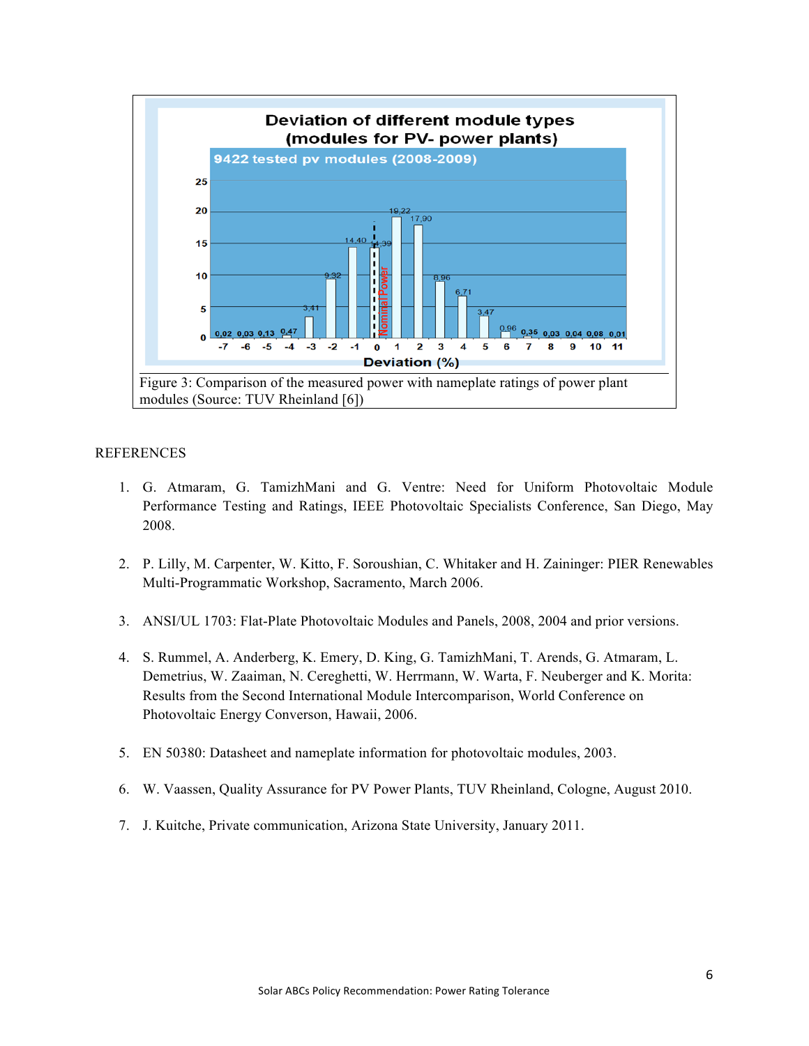Deviation of different module types
(modules for PV- power plants)

9422 tested pv modules (2008-2009)

25
20
15
10
5
0

0,02 0,03 0,13 0,47 3,41 9,32 14,40 14,39 19,22 17,90 8,96 6,71 3,47 0,96 0,35 0,03 0,04 0,08 0,01

Nominal Power

-7 -6 -5 -4 -3 -2 -1 0 1 2 3 4 5 6 7 8 9 10 11

Deviation (%)

Figure 3: Comparison of the measured power with nameplate ratings of power plant modules (Source: TUV Rheinland [6])

REFERENCES

1. G. Atmaram, G. TamizhMani and G. Ventre: Need for Uniform Photovoltaic Module Performance Testing and Ratings, IEEE Photovoltaic Specialists Conference, San Diego, May 2008.

2. P. Lilly, M. Carpenter, W. Kitto, F. Soroushian, C. Whitaker and H. Zaininger: PIER Renewables Multi-Programmatic Workshop, Sacramento, March 2006.

3. ANSI/UL 1703: Flat-Plate Photovoltaic Modules and Panels, 2008, 2004 and prior versions.

4. S. Rummel, A. Anderberg, K. Emery, D. King, G. TamizhMani, T. Arends, G. Atmaram, L. Demetrius, W. Zaaiman, N. Cereghetti, W. Herrmann, W. Warta, F. Neuberger and K. Morita: Results from the Second International Module Intercomparison, World Conference on Photovoltaic Energy Converson, Hawaii, 2006.

5. EN 50380: Datasheet and nameplate information for photovoltaic modules, 2003.

6. W. Vaassen, Quality Assurance for PV Power Plants, TUV Rheinland, Cologne, August 2010.

7. J. Kuitche, Private communication, Arizona State University, January 2011.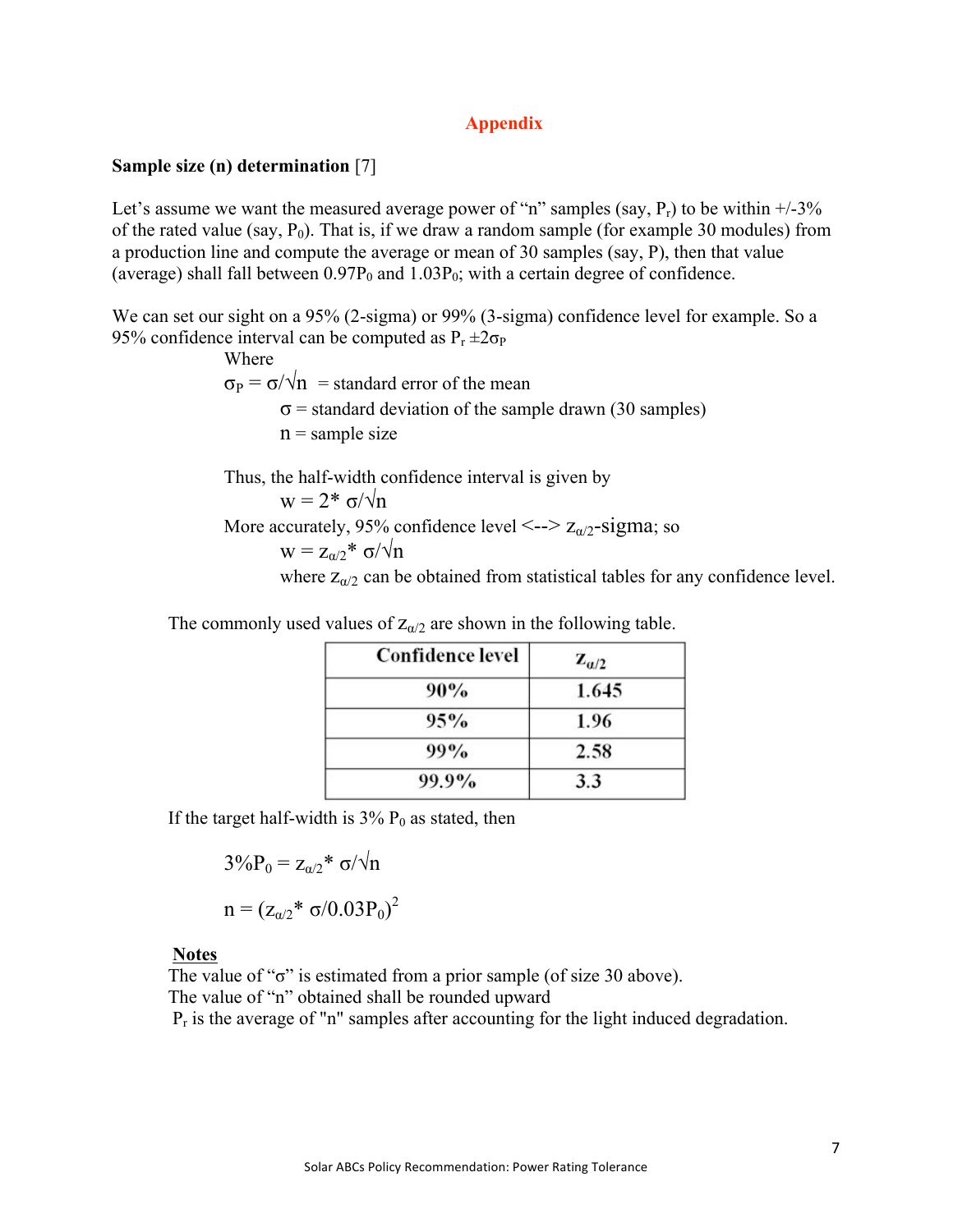## Appendix

**Sample size (n) determination** [7]

Let's assume we want the measured average power of "n" samples (say, $P_r$) to be within +/-3% of the rated value (say, $P_0$). That is, if we draw a random sample (for example 30 modules) from a production line and compute the average or mean of 30 samples (say, P), then that value (average) shall fall between $0.97P_0$ and $1.03P_0$; with a certain degree of confidence.

We can set our sight on a 95% (2-sigma) or 99% (3-sigma) confidence level for example. So a 95% confidence interval can be computed as $P_r \pm 2\sigma_P$

Where

$\sigma_P = \sigma/\sqrt{n}$ = standard error of the mean

$\sigma$ = standard deviation of the sample drawn (30 samples)

n = sample size

Thus, the half-width confidence interval is given by

$$w = 2 * \sigma/\sqrt{n}$$

More accurately, 95% confidence level <--> $z_{\alpha/2}$-sigma; so

$$w = z_{\alpha/2} * \sigma/\sqrt{n}$$

where $z_{\alpha/2}$ can be obtained from statistical tables for any confidence level.

The commonly used values of $z_{\alpha/2}$ are shown in the following table.

| Confidence level | $z_{\alpha/2}$ |
|---|---|
| 90% | 1.645 |
| 95% | 1.96 |
| 99% | 2.58 |
| 99.9% | 3.3 |

If the target half-width is 3% $P_0$ as stated, then

$$3\%P_0 = z_{\alpha/2} * \sigma/\sqrt{n}$$

$$n = (z_{\alpha/2} * \sigma/0.03P_0)^2$$

**Notes**

The value of "$\sigma$" is estimated from a prior sample (of size 30 above).
The value of "n" obtained shall be rounded upward
$P_r$ is the average of "n" samples after accounting for the light induced degradation.